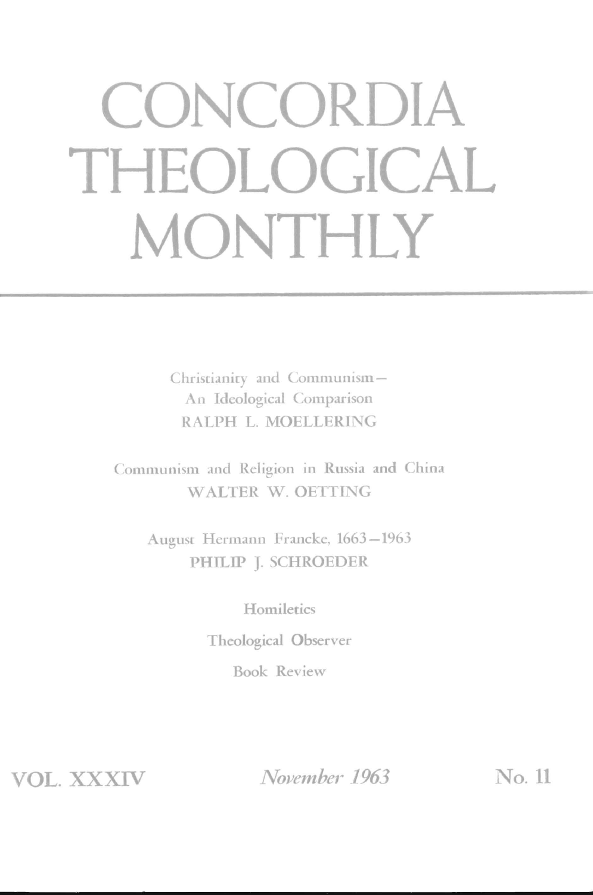# CONCORDIA THEOLOGICAL MONTHLY

Christianity and Communism—
An Ideological Comparison
RALPH L. MOELLERING

Communism and Religion in Russia and China
WALTER W. OETTING

August Hermann Francke, 1663–1963
PHILIP J. SCHROEDER

Homiletics

Theological Observer

Book Review

VOL. XXXIV *November 1963* No. 11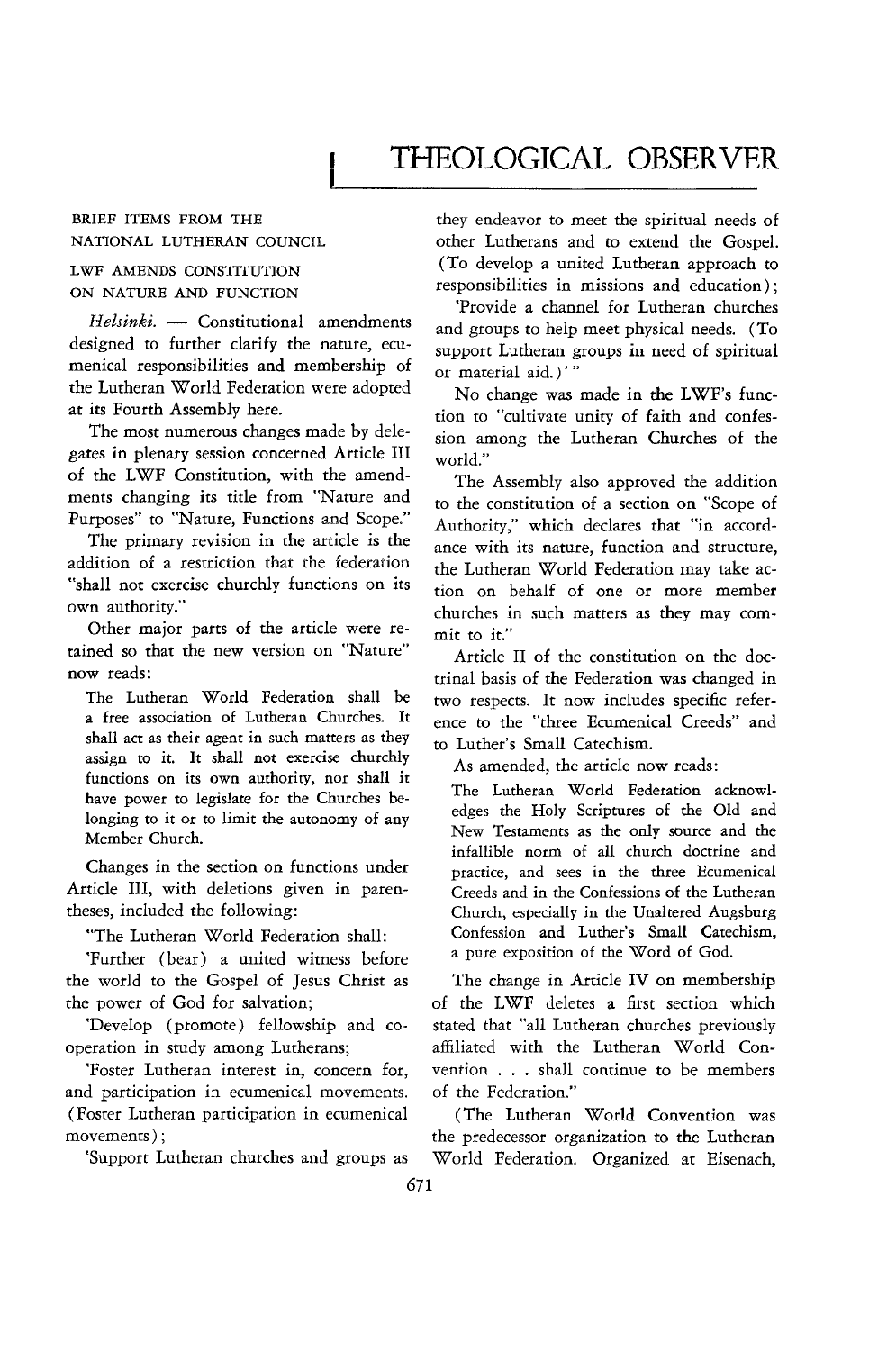# THEOLOGICAL OBSERVER

BRIEF ITEMS FROM THE NATIONAL LUTHERAN COUNCIL

LWF AMENDS CONSTITUTION ON NATURE AND FUNCTION

*Helsinki.* — Constitutional amendments designed to further clarify the nature, ecumenical responsibilities and membership of the Lutheran World Federation were adopted at its Fourth Assembly here.

The most numerous changes made by delegates in plenary session concerned Article III of the LWF Constitution, with the amendments changing its title from "Nature and Purposes" to "Nature, Functions and Scope."

The primary revision in the article is the addition of a restriction that the federation "shall not exercise churchly functions on its own authority."

Other major parts of the article were retained so that the new version on "Nature" now reads:

> The Lutheran World Federation shall be a free association of Lutheran Churches. It shall act as their agent in such matters as they assign to it. It shall not exercise churchly functions on its own authority, nor shall it have power to legislate for the Churches belonging to it or to limit the autonomy of any Member Church.

Changes in the section on functions under Article III, with deletions given in parentheses, included the following:

"The Lutheran World Federation shall:

'Further (bear) a united witness before the world to the Gospel of Jesus Christ as the power of God for salvation;

'Develop (promote) fellowship and cooperation in study among Lutherans;

'Foster Lutheran interest in, concern for, and participation in ecumenical movements. (Foster Lutheran participation in ecumenical movements);

'Support Lutheran churches and groups as they endeavor to meet the spiritual needs of other Lutherans and to extend the Gospel. (To develop a united Lutheran approach to responsibilities in missions and education);

'Provide a channel for Lutheran churches and groups to help meet physical needs. (To support Lutheran groups in need of spiritual or material aid.)'"

No change was made in the LWF's function to "cultivate unity of faith and confession among the Lutheran Churches of the world."

The Assembly also approved the addition to the constitution of a section on "Scope of Authority," which declares that "in accordance with its nature, function and structure, the Lutheran World Federation may take action on behalf of one or more member churches in such matters as they may commit to it."

Article II of the constitution on the doctrinal basis of the Federation was changed in two respects. It now includes specific reference to the "three Ecumenical Creeds" and to Luther's Small Catechism.

As amended, the article now reads:

> The Lutheran World Federation acknowledges the Holy Scriptures of the Old and New Testaments as the only source and the infallible norm of all church doctrine and practice, and sees in the three Ecumenical Creeds and in the Confessions of the Lutheran Church, especially in the Unaltered Augsburg Confession and Luther's Small Catechism, a pure exposition of the Word of God.

The change in Article IV on membership of the LWF deletes a first section which stated that "all Lutheran churches previously affiliated with the Lutheran World Convention . . . shall continue to be members of the Federation."

(The Lutheran World Convention was the predecessor organization to the Lutheran World Federation. Organized at Eisenach,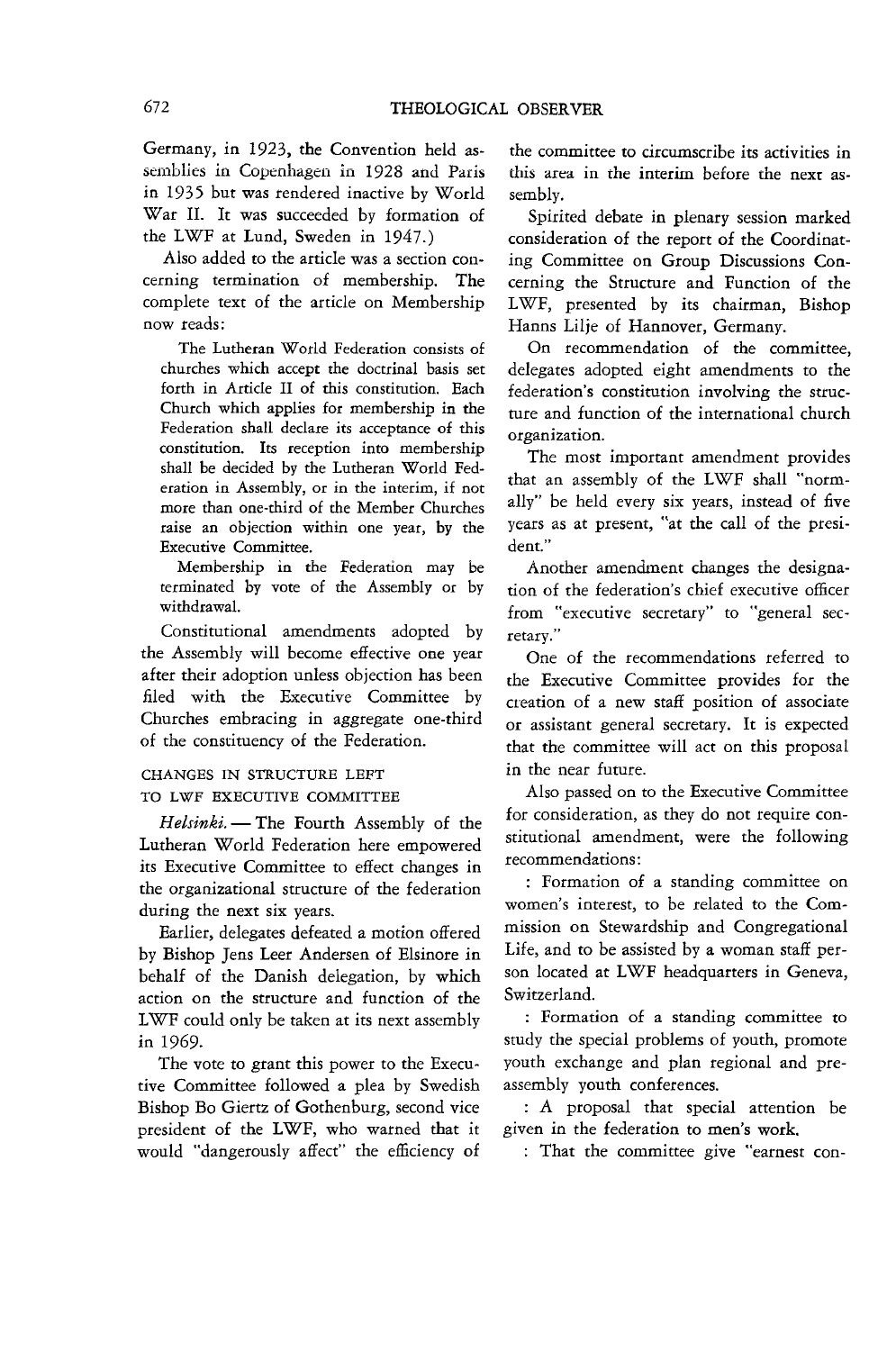Germany, in 1923, the Convention held assemblies in Copenhagen in 1928 and Paris in 1935 but was rendered inactive by World War II. It was succeeded by formation of the LWF at Lund, Sweden in 1947.)

Also added to the article was a section concerning termination of membership. The complete text of the article on Membership now reads:

> The Lutheran World Federation consists of churches which accept the doctrinal basis set forth in Article II of this constitution. Each Church which applies for membership in the Federation shall declare its acceptance of this constitution. Its reception into membership shall be decided by the Lutheran World Federation in Assembly, or in the interim, if not more than one-third of the Member Churches raise an objection within one year, by the Executive Committee.
>
> Membership in the Federation may be terminated by vote of the Assembly or by withdrawal.

Constitutional amendments adopted by the Assembly will become effective one year after their adoption unless objection has been filed with the Executive Committee by Churches embracing in aggregate one-third of the constituency of the Federation.

### CHANGES IN STRUCTURE LEFT TO LWF EXECUTIVE COMMITTEE

*Helsinki.* — The Fourth Assembly of the Lutheran World Federation here empowered its Executive Committee to effect changes in the organizational structure of the federation during the next six years.

Earlier, delegates defeated a motion offered by Bishop Jens Leer Andersen of Elsinore in behalf of the Danish delegation, by which action on the structure and function of the LWF could only be taken at its next assembly in 1969.

The vote to grant this power to the Executive Committee followed a plea by Swedish Bishop Bo Giertz of Gothenburg, second vice president of the LWF, who warned that it would "dangerously affect" the efficiency of the committee to circumscribe its activities in this area in the interim before the next assembly.

Spirited debate in plenary session marked consideration of the report of the Coordinating Committee on Group Discussions Concerning the Structure and Function of the LWF, presented by its chairman, Bishop Hanns Lilje of Hannover, Germany.

On recommendation of the committee, delegates adopted eight amendments to the federation's constitution involving the structure and function of the international church organization.

The most important amendment provides that an assembly of the LWF shall "normally" be held every six years, instead of five years as at present, "at the call of the president."

Another amendment changes the designation of the federation's chief executive officer from "executive secretary" to "general secretary."

One of the recommendations referred to the Executive Committee provides for the creation of a new staff position of associate or assistant general secretary. It is expected that the committee will act on this proposal in the near future.

Also passed on to the Executive Committee for consideration, as they do not require constitutional amendment, were the following recommendations:

: Formation of a standing committee on women's interest, to be related to the Commission on Stewardship and Congregational Life, and to be assisted by a woman staff person located at LWF headquarters in Geneva, Switzerland.

: Formation of a standing committee to study the special problems of youth, promote youth exchange and plan regional and pre-assembly youth conferences.

: A proposal that special attention be given in the federation to men's work.

: That the committee give "earnest con-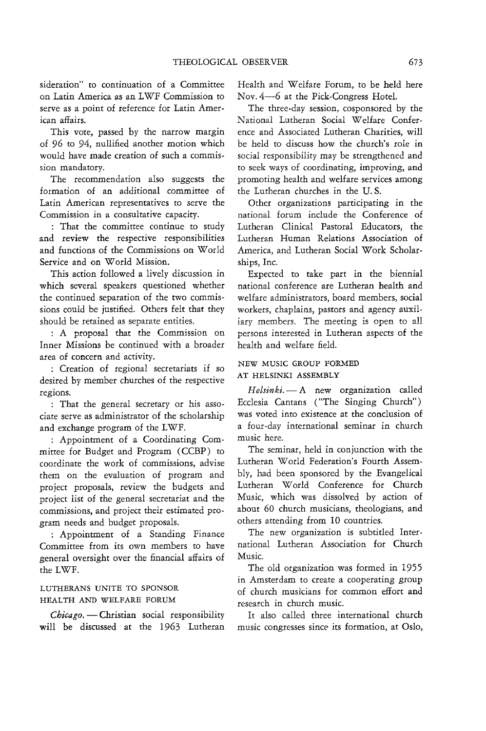sideration" to continuation of a Committee on Latin America as an LWF Commission to serve as a point of reference for Latin American affairs.

This vote, passed by the narrow margin of 96 to 94, nullified another motion which would have made creation of such a commission mandatory.

The recommendation also suggests the formation of an additional committee of Latin American representatives to serve the Commission in a consultative capacity.

: That the committee continue to study and review the respective responsibilities and functions of the Commissions on World Service and on World Mission.

This action followed a lively discussion in which several speakers questioned whether the continued separation of the two commissions could be justified. Others felt that they should be retained as separate entities.

: A proposal that the Commission on Inner Missions be continued with a broader area of concern and activity.

: Creation of regional secretariats if so desired by member churches of the respective regions.

: That the general secretary or his associate serve as administrator of the scholarship and exchange program of the LWF.

: Appointment of a Coordinating Committee for Budget and Program (CCBP) to coordinate the work of commissions, advise them on the evaluation of program and project proposals, review the budgets and project list of the general secretariat and the commissions, and project their estimated program needs and budget proposals.

: Appointment of a Standing Finance Committee from its own members to have general oversight over the financial affairs of the LWF.

## LUTHERANS UNITE TO SPONSOR HEALTH AND WELFARE FORUM

*Chicago.* — Christian social responsibility will be discussed at the 1963 Lutheran Health and Welfare Forum, to be held here Nov. 4—6 at the Pick-Congress Hotel.

The three-day session, cosponsored by the National Lutheran Social Welfare Conference and Associated Lutheran Charities, will be held to discuss how the church's role in social responsibility may be strengthened and to seek ways of coordinating, improving, and promoting health and welfare services among the Lutheran churches in the U.S.

Other organizations participating in the national forum include the Conference of Lutheran Clinical Pastoral Educators, the Lutheran Human Relations Association of America, and Lutheran Social Work Scholarships, Inc.

Expected to take part in the biennial national conference are Lutheran health and welfare administrators, board members, social workers, chaplains, pastors and agency auxiliary members. The meeting is open to all persons interested in Lutheran aspects of the health and welfare field.

## NEW MUSIC GROUP FORMED AT HELSINKI ASSEMBLY

*Helsinki.* — A new organization called Ecclesia Cantans ("The Singing Church") was voted into existence at the conclusion of a four-day international seminar in church music here.

The seminar, held in conjunction with the Lutheran World Federation's Fourth Assembly, had been sponsored by the Evangelical Lutheran World Conference for Church Music, which was dissolved by action of about 60 church musicians, theologians, and others attending from 10 countries.

The new organization is subtitled International Lutheran Association for Church Music.

The old organization was formed in 1955 in Amsterdam to create a cooperating group of church musicians for common effort and research in church music.

It also called three international church music congresses since its formation, at Oslo,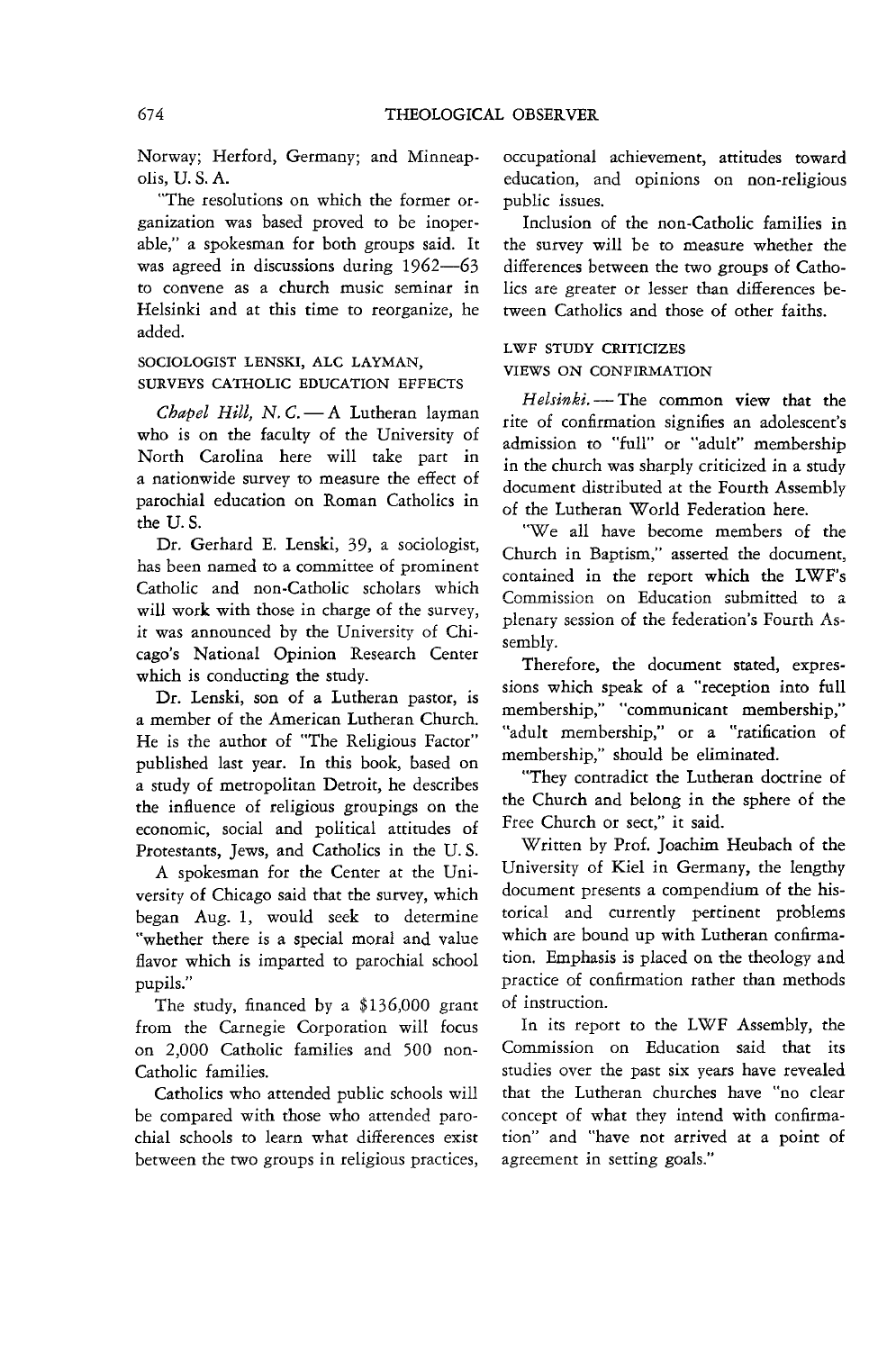Norway; Herford, Germany; and Minneapolis, U. S. A.

"The resolutions on which the former organization was based proved to be inoperable," a spokesman for both groups said. It was agreed in discussions during 1962—63 to convene as a church music seminar in Helsinki and at this time to reorganize, he added.

## SOCIOLOGIST LENSKI, ALC LAYMAN, SURVEYS CATHOLIC EDUCATION EFFECTS

*Chapel Hill, N. C.* — A Lutheran layman who is on the faculty of the University of North Carolina here will take part in a nationwide survey to measure the effect of parochial education on Roman Catholics in the U. S.

Dr. Gerhard E. Lenski, 39, a sociologist, has been named to a committee of prominent Catholic and non-Catholic scholars which will work with those in charge of the survey, it was announced by the University of Chicago's National Opinion Research Center which is conducting the study.

Dr. Lenski, son of a Lutheran pastor, is a member of the American Lutheran Church. He is the author of "The Religious Factor" published last year. In this book, based on a study of metropolitan Detroit, he describes the influence of religious groupings on the economic, social and political attitudes of Protestants, Jews, and Catholics in the U. S.

A spokesman for the Center at the University of Chicago said that the survey, which began Aug. 1, would seek to determine "whether there is a special moral and value flavor which is imparted to parochial school pupils."

The study, financed by a $136,000 grant from the Carnegie Corporation will focus on 2,000 Catholic families and 500 non-Catholic families.

Catholics who attended public schools will be compared with those who attended parochial schools to learn what differences exist between the two groups in religious practices, occupational achievement, attitudes toward education, and opinions on non-religious public issues.

Inclusion of the non-Catholic families in the survey will be to measure whether the differences between the two groups of Catholics are greater or lesser than differences between Catholics and those of other faiths.

## LWF STUDY CRITICIZES VIEWS ON CONFIRMATION

*Helsinki.* — The common view that the rite of confirmation signifies an adolescent's admission to "full" or "adult" membership in the church was sharply criticized in a study document distributed at the Fourth Assembly of the Lutheran World Federation here.

"We all have become members of the Church in Baptism," asserted the document, contained in the report which the LWF's Commission on Education submitted to a plenary session of the federation's Fourth Assembly.

Therefore, the document stated, expressions which speak of a "reception into full membership," "communicant membership," "adult membership," or a "ratification of membership," should be eliminated.

"They contradict the Lutheran doctrine of the Church and belong in the sphere of the Free Church or sect," it said.

Written by Prof. Joachim Heubach of the University of Kiel in Germany, the lengthy document presents a compendium of the historical and currently pertinent problems which are bound up with Lutheran confirmation. Emphasis is placed on the theology and practice of confirmation rather than methods of instruction.

In its report to the LWF Assembly, the Commission on Education said that its studies over the past six years have revealed that the Lutheran churches have "no clear concept of what they intend with confirmation" and "have not arrived at a point of agreement in setting goals."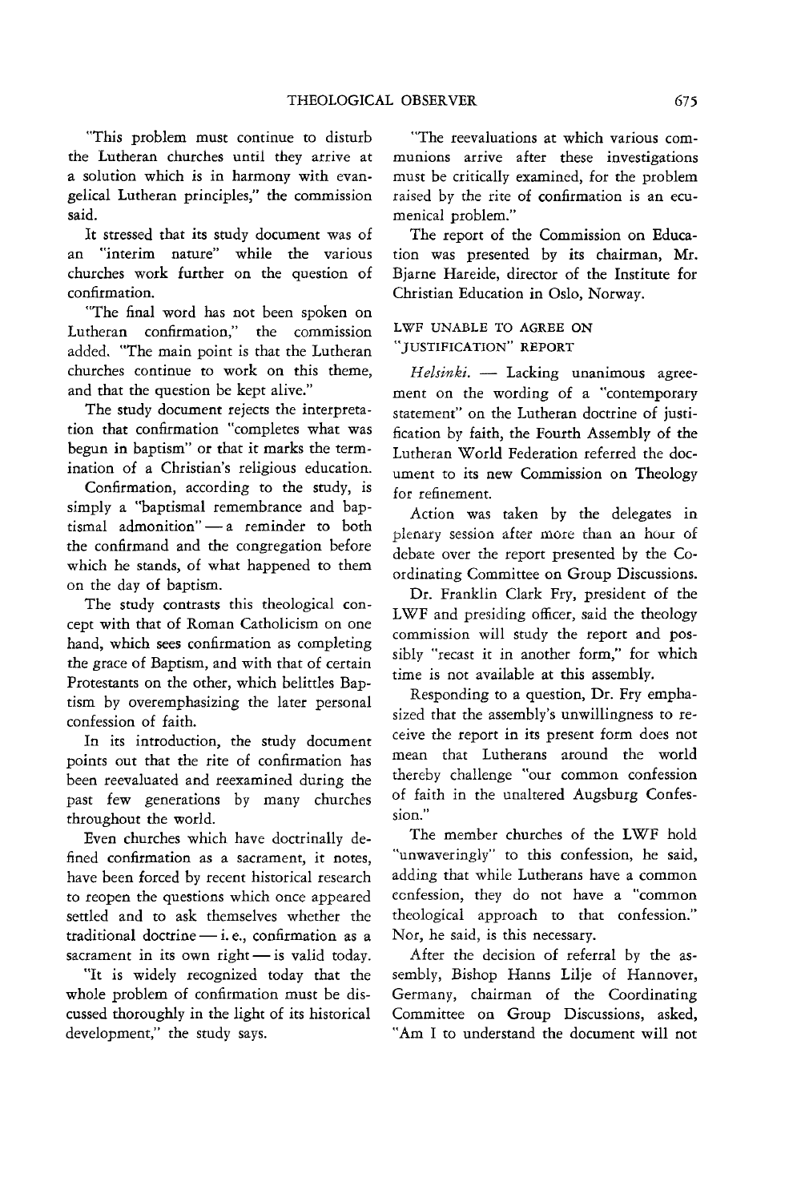"This problem must continue to disturb the Lutheran churches until they arrive at a solution which is in harmony with evangelical Lutheran principles," the commission said.

It stressed that its study document was of an "interim nature" while the various churches work further on the question of confirmation.

"The final word has not been spoken on Lutheran confirmation," the commission added. "The main point is that the Lutheran churches continue to work on this theme, and that the question be kept alive."

The study document rejects the interpretation that confirmation "completes what was begun in baptism" or that it marks the termination of a Christian's religious education.

Confirmation, according to the study, is simply a "baptismal remembrance and baptismal admonition" — a reminder to both the confirmand and the congregation before which he stands, of what happened to them on the day of baptism.

The study contrasts this theological concept with that of Roman Catholicism on one hand, which sees confirmation as completing the grace of Baptism, and with that of certain Protestants on the other, which belittles Baptism by overemphasizing the later personal confession of faith.

In its introduction, the study document points out that the rite of confirmation has been reevaluated and reexamined during the past few generations by many churches throughout the world.

Even churches which have doctrinally defined confirmation as a sacrament, it notes, have been forced by recent historical research to reopen the questions which once appeared settled and to ask themselves whether the traditional doctrine — i. e., confirmation as a sacrament in its own right — is valid today.

"It is widely recognized today that the whole problem of confirmation must be discussed thoroughly in the light of its historical development," the study says.

"The reevaluations at which various communions arrive after these investigations must be critically examined, for the problem raised by the rite of confirmation is an ecumenical problem."

The report of the Commission on Education was presented by its chairman, Mr. Bjarne Hareide, director of the Institute for Christian Education in Oslo, Norway.

### LWF UNABLE TO AGREE ON "JUSTIFICATION" REPORT

*Helsinki.* — Lacking unanimous agreement on the wording of a "contemporary statement" on the Lutheran doctrine of justification by faith, the Fourth Assembly of the Lutheran World Federation referred the document to its new Commission on Theology for refinement.

Action was taken by the delegates in plenary session after more than an hour of debate over the report presented by the Coordinating Committee on Group Discussions.

Dr. Franklin Clark Fry, president of the LWF and presiding officer, said the theology commission will study the report and possibly "recast it in another form," for which time is not available at this assembly.

Responding to a question, Dr. Fry emphasized that the assembly's unwillingness to receive the report in its present form does not mean that Lutherans around the world thereby challenge "our common confession of faith in the unaltered Augsburg Confession."

The member churches of the LWF hold "unwaveringly" to this confession, he said, adding that while Lutherans have a common confession, they do not have a "common theological approach to that confession." Nor, he said, is this necessary.

After the decision of referral by the assembly, Bishop Hanns Lilje of Hannover, Germany, chairman of the Coordinating Committee on Group Discussions, asked, "Am I to understand the document will not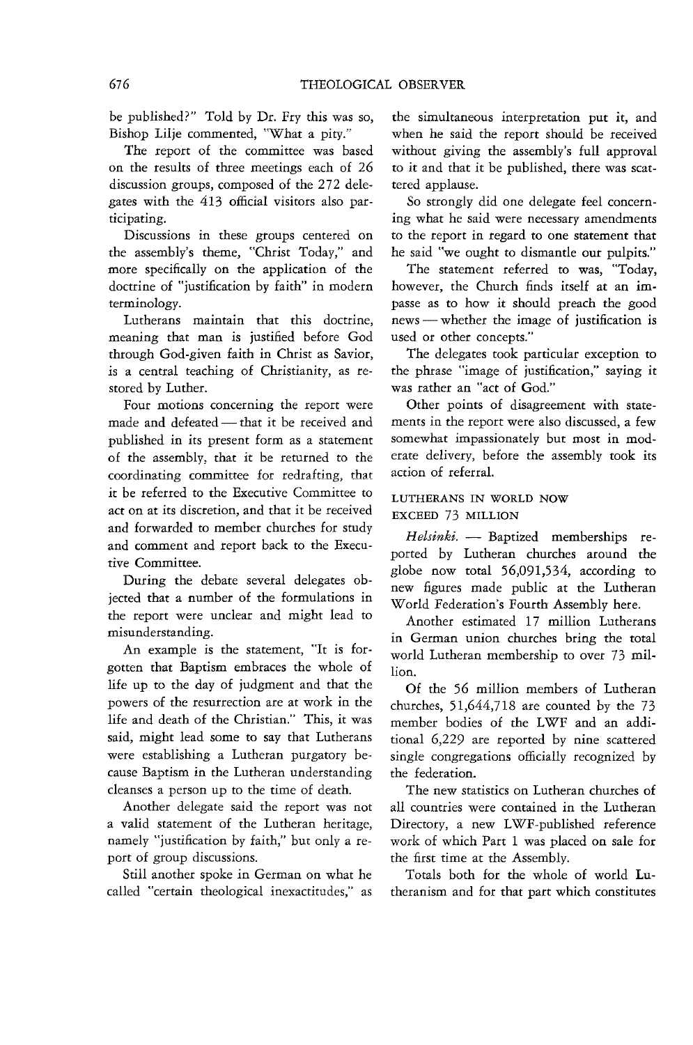be published?" Told by Dr. Fry this was so, Bishop Lilje commented, "What a pity."

The report of the committee was based on the results of three meetings each of 26 discussion groups, composed of the 272 delegates with the 413 official visitors also participating.

Discussions in these groups centered on the assembly's theme, "Christ Today," and more specifically on the application of the doctrine of "justification by faith" in modern terminology.

Lutherans maintain that this doctrine, meaning that man is justified before God through God-given faith in Christ as Savior, is a central teaching of Christianity, as restored by Luther.

Four motions concerning the report were made and defeated — that it be received and published in its present form as a statement of the assembly, that it be returned to the coordinating committee for redrafting, that it be referred to the Executive Committee to act on at its discretion, and that it be received and forwarded to member churches for study and comment and report back to the Executive Committee.

During the debate several delegates objected that a number of the formulations in the report were unclear and might lead to misunderstanding.

An example is the statement, "It is forgotten that Baptism embraces the whole of life up to the day of judgment and that the powers of the resurrection are at work in the life and death of the Christian." This, it was said, might lead some to say that Lutherans were establishing a Lutheran purgatory because Baptism in the Lutheran understanding cleanses a person up to the time of death.

Another delegate said the report was not a valid statement of the Lutheran heritage, namely "justification by faith," but only a report of group discussions.

Still another spoke in German on what he called "certain theological inexactitudes," as the simultaneous interpretation put it, and when he said the report should be received without giving the assembly's full approval to it and that it be published, there was scattered applause.

So strongly did one delegate feel concerning what he said were necessary amendments to the report in regard to one statement that he said "we ought to dismantle our pulpits."

The statement referred to was, "Today, however, the Church finds itself at an impasse as to how it should preach the good news — whether the image of justification is used or other concepts."

The delegates took particular exception to the phrase "image of justification," saying it was rather an "act of God."

Other points of disagreement with statements in the report were also discussed, a few somewhat impassionately but most in moderate delivery, before the assembly took its action of referral.

### LUTHERANS IN WORLD NOW EXCEED 73 MILLION

*Helsinki.* — Baptized memberships reported by Lutheran churches around the globe now total 56,091,534, according to new figures made public at the Lutheran World Federation's Fourth Assembly here.

Another estimated 17 million Lutherans in German union churches bring the total world Lutheran membership to over 73 million.

Of the 56 million members of Lutheran churches, 51,644,718 are counted by the 73 member bodies of the LWF and an additional 6,229 are reported by nine scattered single congregations officially recognized by the federation.

The new statistics on Lutheran churches of all countries were contained in the Lutheran Directory, a new LWF-published reference work of which Part 1 was placed on sale for the first time at the Assembly.

Totals both for the whole of world Lutheranism and for that part which constitutes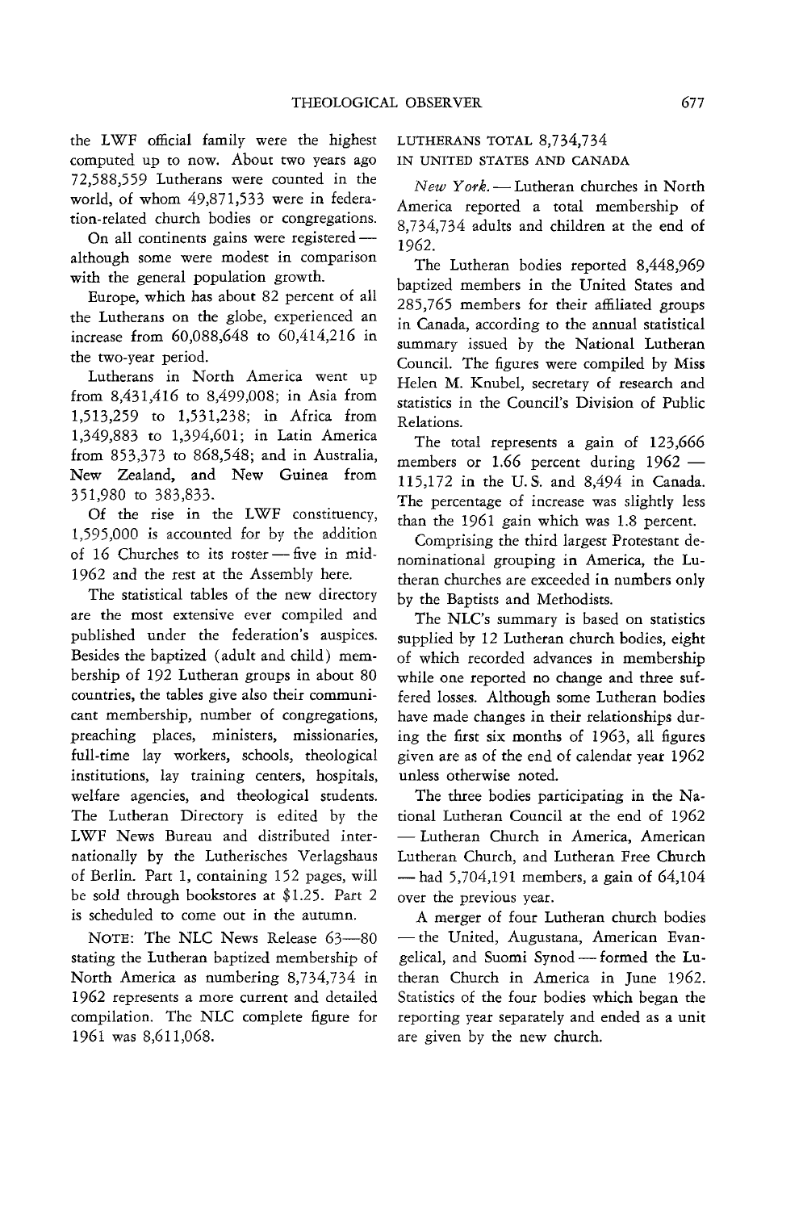the LWF official family were the highest computed up to now. About two years ago 72,588,559 Lutherans were counted in the world, of whom 49,871,533 were in federation-related church bodies or congregations.

On all continents gains were registered — although some were modest in comparison with the general population growth.

Europe, which has about 82 percent of all the Lutherans on the globe, experienced an increase from 60,088,648 to 60,414,216 in the two-year period.

Lutherans in North America went up from 8,431,416 to 8,499,008; in Asia from 1,513,259 to 1,531,238; in Africa from 1,349,883 to 1,394,601; in Latin America from 853,373 to 868,548; and in Australia, New Zealand, and New Guinea from 351,980 to 383,833.

Of the rise in the LWF constituency, 1,595,000 is accounted for by the addition of 16 Churches to its roster — five in mid-1962 and the rest at the Assembly here.

The statistical tables of the new directory are the most extensive ever compiled and published under the federation's auspices. Besides the baptized (adult and child) membership of 192 Lutheran groups in about 80 countries, the tables give also their communicant membership, number of congregations, preaching places, ministers, missionaries, full-time lay workers, schools, theological institutions, lay training centers, hospitals, welfare agencies, and theological students. The Lutheran Directory is edited by the LWF News Bureau and distributed internationally by the Lutherisches Verlagshaus of Berlin. Part 1, containing 152 pages, will be sold through bookstores at $1.25. Part 2 is scheduled to come out in the autumn.

NOTE: The NLC News Release 63—80 stating the Lutheran baptized membership of North America as numbering 8,734,734 in 1962 represents a more current and detailed compilation. The NLC complete figure for 1961 was 8,611,068.

## LUTHERANS TOTAL 8,734,734 IN UNITED STATES AND CANADA

*New York.* — Lutheran churches in North America reported a total membership of 8,734,734 adults and children at the end of 1962.

The Lutheran bodies reported 8,448,969 baptized members in the United States and 285,765 members for their affiliated groups in Canada, according to the annual statistical summary issued by the National Lutheran Council. The figures were compiled by Miss Helen M. Knubel, secretary of research and statistics in the Council's Division of Public Relations.

The total represents a gain of 123,666 members or 1.66 percent during 1962 — 115,172 in the U. S. and 8,494 in Canada. The percentage of increase was slightly less than the 1961 gain which was 1.8 percent.

Comprising the third largest Protestant denominational grouping in America, the Lutheran churches are exceeded in numbers only by the Baptists and Methodists.

The NLC's summary is based on statistics supplied by 12 Lutheran church bodies, eight of which recorded advances in membership while one reported no change and three suffered losses. Although some Lutheran bodies have made changes in their relationships during the first six months of 1963, all figures given are as of the end of calendar year 1962 unless otherwise noted.

The three bodies participating in the National Lutheran Council at the end of 1962 — Lutheran Church in America, American Lutheran Church, and Lutheran Free Church — had 5,704,191 members, a gain of 64,104 over the previous year.

A merger of four Lutheran church bodies — the United, Augustana, American Evangelical, and Suomi Synod — formed the Lutheran Church in America in June 1962. Statistics of the four bodies which began the reporting year separately and ended as a unit are given by the new church.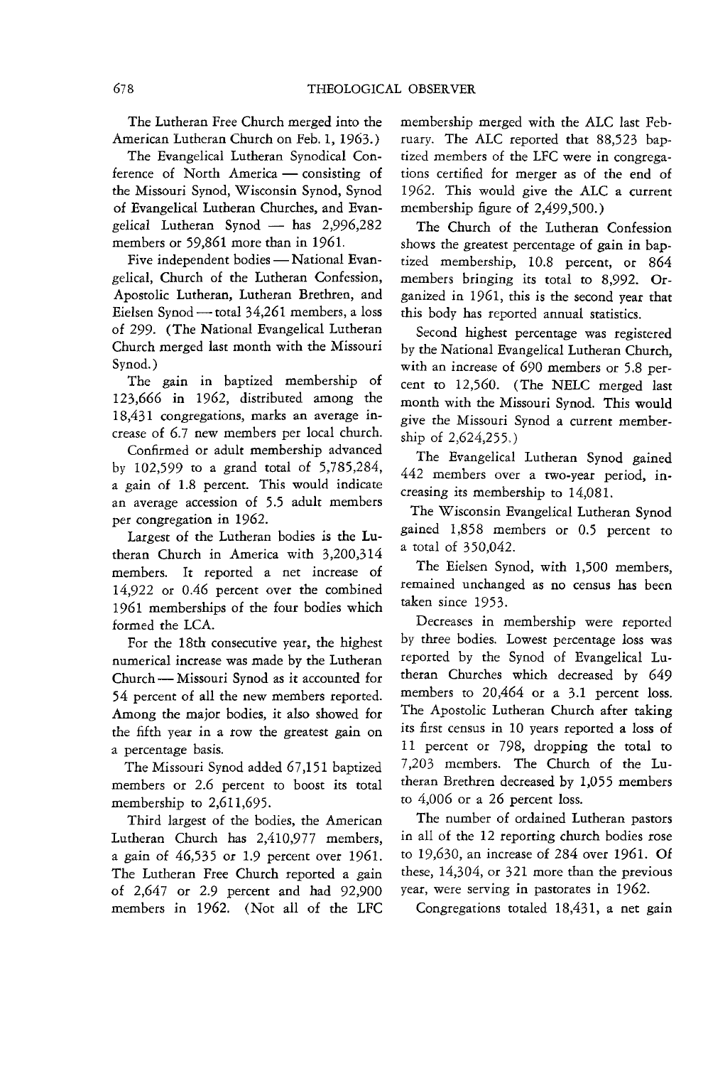The Lutheran Free Church merged into the American Lutheran Church on Feb. 1, 1963.)

The Evangelical Lutheran Synodical Conference of North America — consisting of the Missouri Synod, Wisconsin Synod, Synod of Evangelical Lutheran Churches, and Evangelical Lutheran Synod — has 2,996,282 members or 59,861 more than in 1961.

Five independent bodies — National Evangelical, Church of the Lutheran Confession, Apostolic Lutheran, Lutheran Brethren, and Eielsen Synod — total 34,261 members, a loss of 299. (The National Evangelical Lutheran Church merged last month with the Missouri Synod.)

The gain in baptized membership of 123,666 in 1962, distributed among the 18,431 congregations, marks an average increase of 6.7 new members per local church.

Confirmed or adult membership advanced by 102,599 to a grand total of 5,785,284, a gain of 1.8 percent. This would indicate an average accession of 5.5 adult members per congregation in 1962.

Largest of the Lutheran bodies is the Lutheran Church in America with 3,200,314 members. It reported a net increase of 14,922 or 0.46 percent over the combined 1961 memberships of the four bodies which formed the LCA.

For the 18th consecutive year, the highest numerical increase was made by the Lutheran Church — Missouri Synod as it accounted for 54 percent of all the new members reported. Among the major bodies, it also showed for the fifth year in a row the greatest gain on a percentage basis.

The Missouri Synod added 67,151 baptized members or 2.6 percent to boost its total membership to 2,611,695.

Third largest of the bodies, the American Lutheran Church has 2,410,977 members, a gain of 46,535 or 1.9 percent over 1961. The Lutheran Free Church reported a gain of 2,647 or 2.9 percent and had 92,900 members in 1962. (Not all of the LFC membership merged with the ALC last February. The ALC reported that 88,523 baptized members of the LFC were in congregations certified for merger as of the end of 1962. This would give the ALC a current membership figure of 2,499,500.)

The Church of the Lutheran Confession shows the greatest percentage of gain in baptized membership, 10.8 percent, or 864 members bringing its total to 8,992. Organized in 1961, this is the second year that this body has reported annual statistics.

Second highest percentage was registered by the National Evangelical Lutheran Church, with an increase of 690 members or 5.8 percent to 12,560. (The NELC merged last month with the Missouri Synod. This would give the Missouri Synod a current membership of 2,624,255.)

The Evangelical Lutheran Synod gained 442 members over a two-year period, increasing its membership to 14,081.

The Wisconsin Evangelical Lutheran Synod gained 1,858 members or 0.5 percent to a total of 350,042.

The Eielsen Synod, with 1,500 members, remained unchanged as no census has been taken since 1953.

Decreases in membership were reported by three bodies. Lowest percentage loss was reported by the Synod of Evangelical Lutheran Churches which decreased by 649 members to 20,464 or a 3.1 percent loss. The Apostolic Lutheran Church after taking its first census in 10 years reported a loss of 11 percent or 798, dropping the total to 7,203 members. The Church of the Lutheran Brethren decreased by 1,055 members to 4,006 or a 26 percent loss.

The number of ordained Lutheran pastors in all of the 12 reporting church bodies rose to 19,630, an increase of 284 over 1961. Of these, 14,304, or 321 more than the previous year, were serving in pastorates in 1962.

Congregations totaled 18,431, a net gain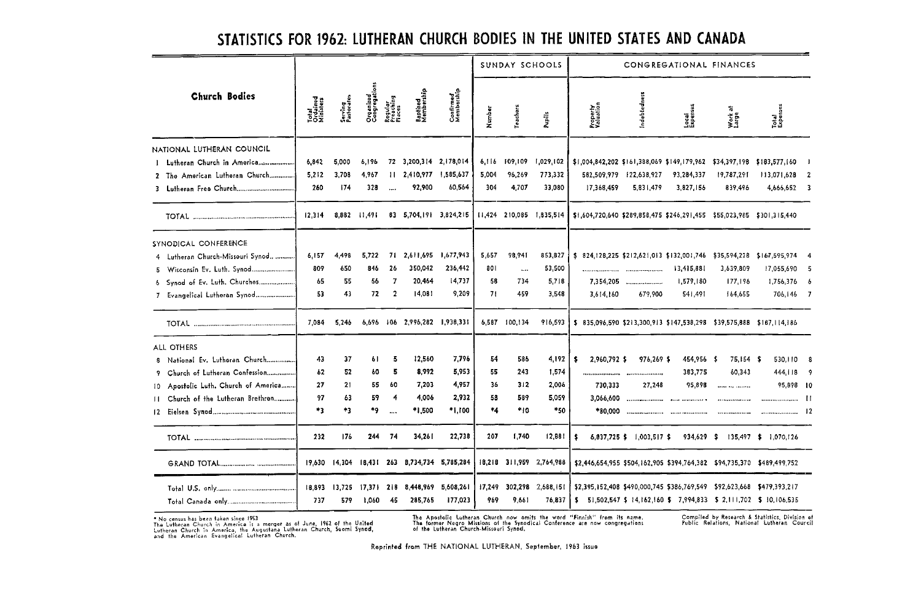# STATISTICS FOR 1962: LUTHERAN CHURCH BODIES IN THE UNITED STATES AND CANADA

| Church Bodies | Total Ordained Ministers | Serving Pastorates | Organized Congregations | Regular Preaching Places | Baptized Membership | Confirmed Membership | Sunday Schools | | | Congregational Finances | | | | | |
|---|---|---|---|---|---|---|---|---|---|---|---|---|---|---|---|
| | | | | | | | Number | Teachers | Pupils | Property Valuation | Indebtedness | Local Expenses | Work at Large | Total Expenses | |
| NATIONAL LUTHERAN COUNCIL | | | | | | | | | | | | | | | |
| 1 Lutheran Church in America | 6,842 | 5,000 | 6,196 | 72 | 3,200,314 | 2,178,014 | 6,116 | 109,109 | 1,029,102 | $1,004,842,202 | $161,388,069 | $149,179,962 | $34,397,198 | $183,577,160 | 1 |
| 2 The American Lutheran Church | 5,212 | 3,708 | 4,967 | 11 | 2,410,977 | 1,585,637 | 5,004 | 96,269 | 773,332 | 582,509,979 | 122,638,927 | 93,284,337 | 19,787,291 | 113,071,628 | 2 |
| 3 Lutheran Free Church | 260 | 174 | 328 | .... | 92,900 | 60,564 | 304 | 4,707 | 33,080 | 17,368,459 | 5,831,479 | 3,827,156 | 839,496 | 4,666,652 | 3 |
| TOTAL | 12,314 | 8,882 | 11,491 | 83 | 5,704,191 | 3,824,215 | 11,424 | 210,085 | 1,835,514 | $1,604,720,640 | $289,858,475 | $246,291,455 | $55,023,985 | $301,315,440 | |
| SYNODICAL CONFERENCE | | | | | | | | | | | | | | | |
| 4 Lutheran Church-Missouri Synod | 6,157 | 4,498 | 5,722 | 71 | 2,611,695 | 1,677,943 | 5,657 | 98,941 | 853,827 | $ 824,128,225 | $212,621,013 | $132,001,746 | $35,594,228 | $167,595,974 | 4 |
| 5 Wisconsin Ev. Luth. Synod | 809 | 650 | 846 | 26 | 350,042 | 236,442 | 801 | .... | 53,500 | .... | .... | 13,415,881 | 3,639,809 | 17,055,690 | 5 |
| 6 Synod of Ev. Luth. Churches | 65 | 55 | 56 | 7 | 20,464 | 14,737 | 58 | 734 | 5,718 | 7,354,205 | .... | 1,579,180 | 177,196 | 1,756,376 | 6 |
| 7 Evangelical Lutheran Synod | 53 | 43 | 72 | 2 | 14,081 | 9,209 | 71 | 459 | 3,548 | 3,614,160 | 679,900 | 541,491 | 164,655 | 706,146 | 7 |
| TOTAL | 7,084 | 5,246 | 6,696 | 106 | 2,996,282 | 1,938,331 | 6,587 | 100,134 | 916,593 | $ 835,096,590 | $213,300,913 | $147,538,298 | $39,575,888 | $187,114,186 | |
| ALL OTHERS | | | | | | | | | | | | | | | |
| 8 National Ev. Lutheran Church | 43 | 37 | 61 | 5 | 12,560 | 7,796 | 54 | 586 | 4,192 | $ 2,960,792 | $ 976,269 | $ 454,956 | $ 75,154 | $ 530,110 | 8 |
| 9 Church of Lutheran Confession | 62 | 52 | 60 | 5 | 8,992 | 5,953 | 55 | 243 | 1,574 | .... | .... | 383,775 | 60,343 | 444,118 | 9 |
| 10 Apostolic Luth. Church of America | 27 | 21 | 55 | 60 | 7,203 | 4,957 | 36 | 312 | 2,006 | 730,333 | 27,248 | 95,898 | .... | 95,898 | 10 |
| 11 Church of the Lutheran Brethren | 97 | 63 | 59 | 4 | 4,006 | 2,932 | 58 | 589 | 5,059 | 3,066,600 | .... | .... | .... | .... | 11 |
| 12 Eielsen Synod | *3 | *3 | *9 | .... | *1,500 | *1,100 | *4 | *10 | *50 | *80,000 | .... | .... | .... | .... | 12 |
| TOTAL | 232 | 176 | 244 | 74 | 34,261 | 22,738 | 207 | 1,740 | 12,881 | $ 6,837,725 | $ 1,003,517 | $ 934,629 | $ 135,497 | $ 1,070,126 | |
| GRAND TOTAL | 19,630 | 14,304 | 18,431 | 263 | 8,734,734 | 5,785,284 | 18,218 | 311,959 | 2,764,988 | $2,446,654,955 | $504,162,905 | $394,764,382 | $94,735,370 | $489,499,752 | |
| Total U.S. only | 18,893 | 13,725 | 17,371 | 218 | 8,448,969 | 5,608,261 | 17,249 | 302,298 | 2,688,151 | $2,395,152,408 | $490,000,745 | $386,769,549 | $92,623,668 | $479,393,217 | |
| Total Canada only | 737 | 579 | 1,060 | 45 | 285,765 | 177,023 | 969 | 9,661 | 76,837 | $ 51,502,547 | $ 14,162,160 | $ 7,994,833 | $ 2,111,702 | $ 10,106,535 | |

\* No census has been taken since 1953.
The Lutheran Church in America is a merger as of June, 1962 of the United Lutheran Church in America, the Augustana Lutheran Church, Suomi Synod, and the American Evangelical Lutheran Church.

The Apostolic Lutheran Church now omits the word "Finnish" from its name.
The former Negro Missions of the Synodical Conference are now congregations of the Lutheran Church-Missouri Synod.

Compiled by Research & Statistics, Division of Public Relations, National Lutheran Council

Reprinted from THE NATIONAL LUTHERAN, September, 1963 issue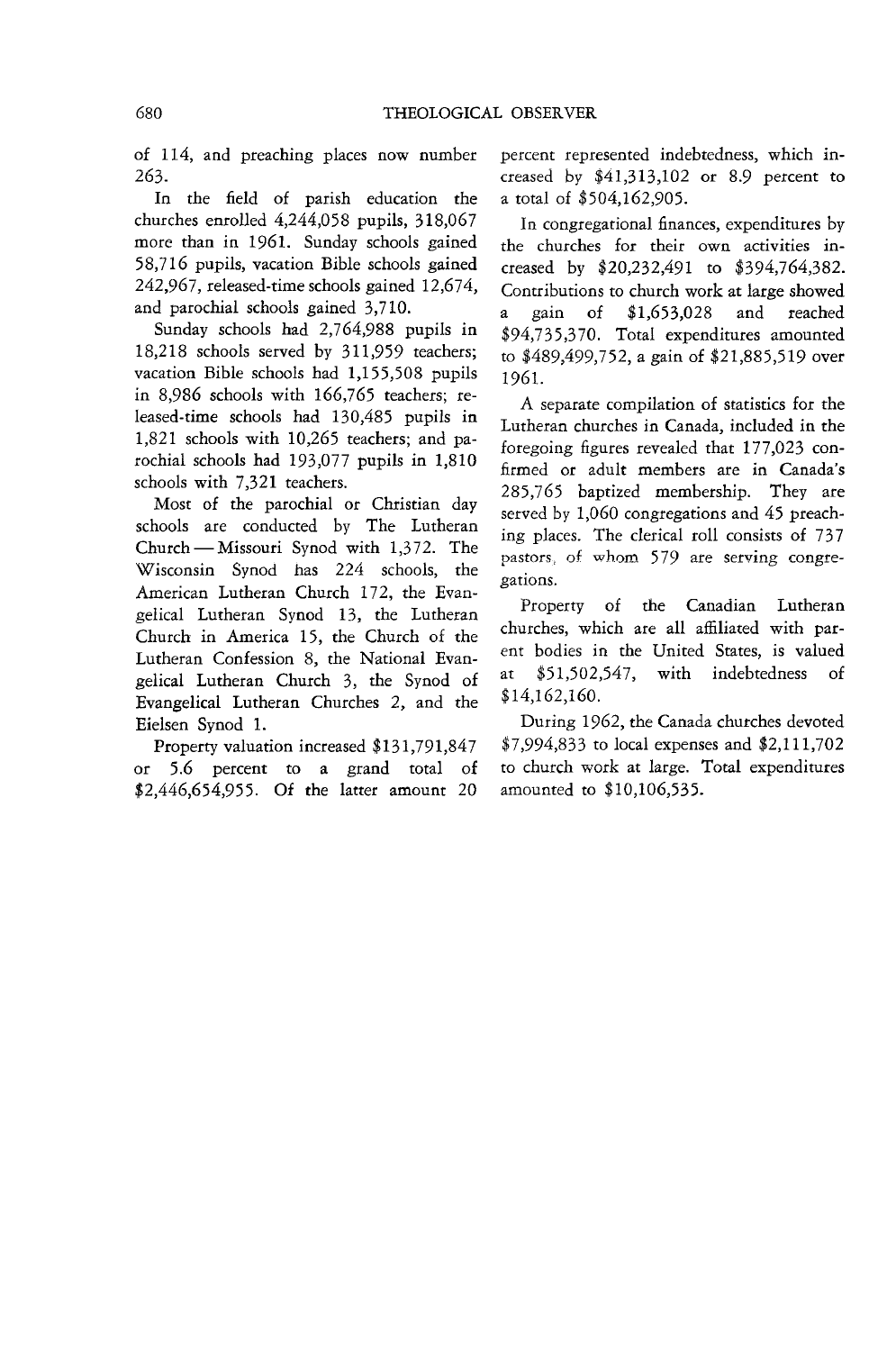of 114, and preaching places now number 263.

In the field of parish education the churches enrolled 4,244,058 pupils, 318,067 more than in 1961. Sunday schools gained 58,716 pupils, vacation Bible schools gained 242,967, released-time schools gained 12,674, and parochial schools gained 3,710.

Sunday schools had 2,764,988 pupils in 18,218 schools served by 311,959 teachers; vacation Bible schools had 1,155,508 pupils in 8,986 schools with 166,765 teachers; released-time schools had 130,485 pupils in 1,821 schools with 10,265 teachers; and parochial schools had 193,077 pupils in 1,810 schools with 7,321 teachers.

Most of the parochial or Christian day schools are conducted by The Lutheran Church — Missouri Synod with 1,372. The Wisconsin Synod has 224 schools, the American Lutheran Church 172, the Evangelical Lutheran Synod 13, the Lutheran Church in America 15, the Church of the Lutheran Confession 8, the National Evangelical Lutheran Church 3, the Synod of Evangelical Lutheran Churches 2, and the Eielsen Synod 1.

Property valuation increased $131,791,847 or 5.6 percent to a grand total of $2,446,654,955. Of the latter amount 20 percent represented indebtedness, which increased by $41,313,102 or 8.9 percent to a total of $504,162,905.

In congregational finances, expenditures by the churches for their own activities increased by $20,232,491 to $394,764,382. Contributions to church work at large showed a gain of $1,653,028 and reached $94,735,370. Total expenditures amounted to $489,499,752, a gain of $21,885,519 over 1961.

A separate compilation of statistics for the Lutheran churches in Canada, included in the foregoing figures revealed that 177,023 confirmed or adult members are in Canada's 285,765 baptized membership. They are served by 1,060 congregations and 45 preaching places. The clerical roll consists of 737 pastors, of whom 579 are serving congregations.

Property of the Canadian Lutheran churches, which are all affiliated with parent bodies in the United States, is valued at $51,502,547, with indebtedness of $14,162,160.

During 1962, the Canada churches devoted $7,994,833 to local expenses and $2,111,702 to church work at large. Total expenditures amounted to $10,106,535.